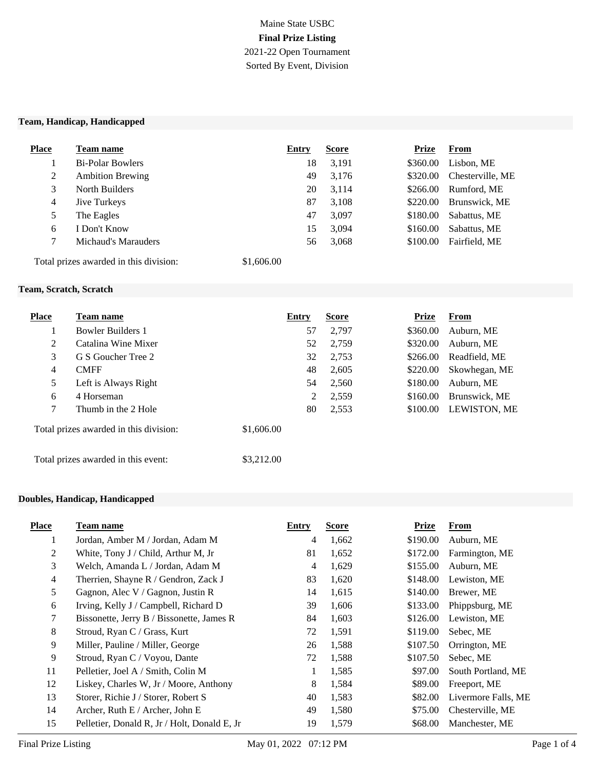# Maine State USBC

**Final Prize Listing**

2021-22 Open Tournament

Sorted By Event, Division

### Team, Handicap, Handicapped

| Place | Team name | Entry | Score | Prize | From |
|---|---|---|---|---|---|
| 1 | Bi-Polar Bowlers | 18 | 3,191 | $360.00 | Lisbon, ME |
| 2 | Ambition Brewing | 49 | 3,176 | $320.00 | Chesterville, ME |
| 3 | North Builders | 20 | 3,114 | $266.00 | Rumford, ME |
| 4 | Jive Turkeys | 87 | 3,108 | $220.00 | Brunswick, ME |
| 5 | The Eagles | 47 | 3,097 | $180.00 | Sabattus, ME |
| 6 | I Don't Know | 15 | 3,094 | $160.00 | Sabattus, ME |
| 7 | Michaud's Marauders | 56 | 3,068 | $100.00 | Fairfield, ME |

Total prizes awarded in this division: $1,606.00

### Team, Scratch, Scratch

| Place | Team name | Entry | Score | Prize | From |
|---|---|---|---|---|---|
| 1 | Bowler Builders 1 | 57 | 2,797 | $360.00 | Auburn, ME |
| 2 | Catalina Wine Mixer | 52 | 2,759 | $320.00 | Auburn, ME |
| 3 | G S Goucher Tree 2 | 32 | 2,753 | $266.00 | Readfield, ME |
| 4 | CMFF | 48 | 2,605 | $220.00 | Skowhegan, ME |
| 5 | Left is Always Right | 54 | 2,560 | $180.00 | Auburn, ME |
| 6 | 4 Horseman | 2 | 2,559 | $160.00 | Brunswick, ME |
| 7 | Thumb in the 2 Hole | 80 | 2,553 | $100.00 | LEWISTON, ME |

Total prizes awarded in this division: $1,606.00

Total prizes awarded in this event: $3,212.00

### Doubles, Handicap, Handicapped

| Place | Team name | Entry | Score | Prize | From |
|---|---|---|---|---|---|
| 1 | Jordan, Amber M / Jordan, Adam M | 4 | 1,662 | $190.00 | Auburn, ME |
| 2 | White, Tony J / Child, Arthur M, Jr | 81 | 1,652 | $172.00 | Farmington, ME |
| 3 | Welch, Amanda L / Jordan, Adam M | 4 | 1,629 | $155.00 | Auburn, ME |
| 4 | Therrien, Shayne R / Gendron, Zack J | 83 | 1,620 | $148.00 | Lewiston, ME |
| 5 | Gagnon, Alec V / Gagnon, Justin R | 14 | 1,615 | $140.00 | Brewer, ME |
| 6 | Irving, Kelly J / Campbell, Richard D | 39 | 1,606 | $133.00 | Phippsburg, ME |
| 7 | Bissonette, Jerry B / Bissonette, James R | 84 | 1,603 | $126.00 | Lewiston, ME |
| 8 | Stroud, Ryan C / Grass, Kurt | 72 | 1,591 | $119.00 | Sebec, ME |
| 9 | Miller, Pauline / Miller, George | 26 | 1,588 | $107.50 | Orrington, ME |
| 9 | Stroud, Ryan C / Voyou, Dante | 72 | 1,588 | $107.50 | Sebec, ME |
| 11 | Pelletier, Joel A / Smith, Colin M | 1 | 1,585 | $97.00 | South Portland, ME |
| 12 | Liskey, Charles W, Jr / Moore, Anthony | 8 | 1,584 | $89.00 | Freeport, ME |
| 13 | Storer, Richie J / Storer, Robert S | 40 | 1,583 | $82.00 | Livermore Falls, ME |
| 14 | Archer, Ruth E / Archer, John E | 49 | 1,580 | $75.00 | Chesterville, ME |
| 15 | Pelletier, Donald R, Jr / Holt, Donald E, Jr | 19 | 1,579 | $68.00 | Manchester, ME |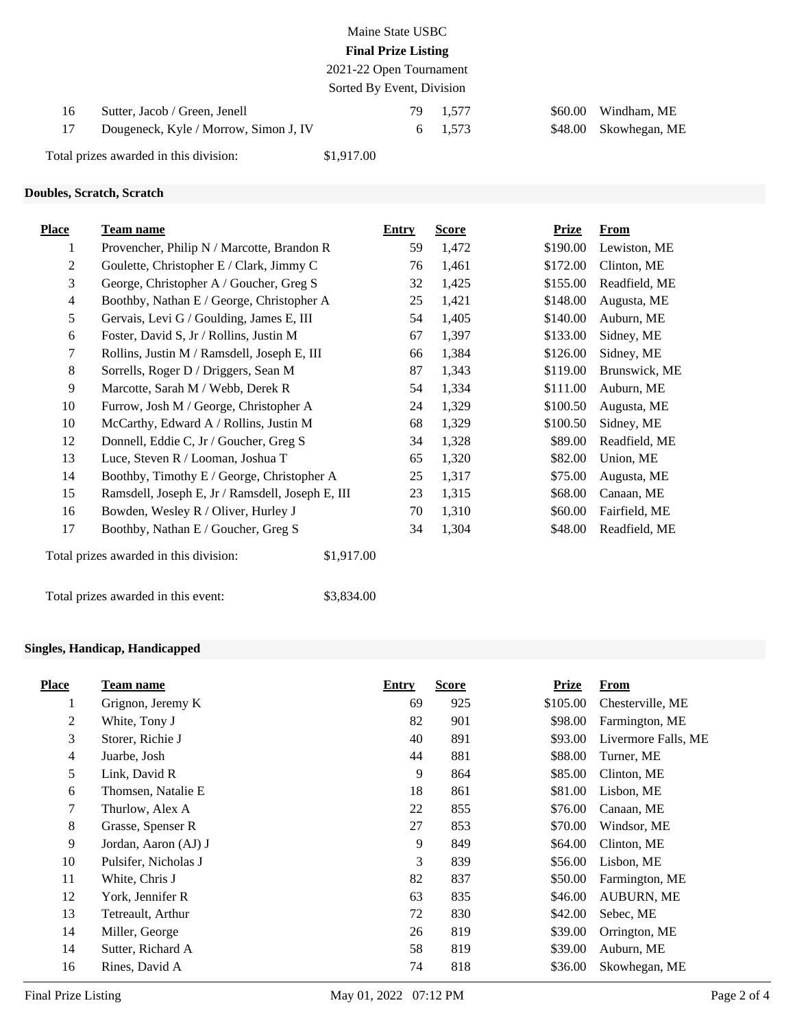| Place | Team name | Entry | Score | Prize | From |
|---|---|---|---|---|---|
| 16 | Sutter, Jacob / Green, Jenell | 79 | 1,577 | $60.00 | Windham, ME |
| 17 | Dougeneck, Kyle / Morrow, Simon J, IV | 6 | 1,573 | $48.00 | Skowhegan, ME |

Total prizes awarded in this division: $1,917.00

## Doubles, Scratch, Scratch

| Place | Team name | Entry | Score | Prize | From |
|---|---|---|---|---|---|
| 1 | Provencher, Philip N / Marcotte, Brandon R | 59 | 1,472 | $190.00 | Lewiston, ME |
| 2 | Goulette, Christopher E / Clark, Jimmy C | 76 | 1,461 | $172.00 | Clinton, ME |
| 3 | George, Christopher A / Goucher, Greg S | 32 | 1,425 | $155.00 | Readfield, ME |
| 4 | Boothby, Nathan E / George, Christopher A | 25 | 1,421 | $148.00 | Augusta, ME |
| 5 | Gervais, Levi G / Goulding, James E, III | 54 | 1,405 | $140.00 | Auburn, ME |
| 6 | Foster, David S, Jr / Rollins, Justin M | 67 | 1,397 | $133.00 | Sidney, ME |
| 7 | Rollins, Justin M / Ramsdell, Joseph E, III | 66 | 1,384 | $126.00 | Sidney, ME |
| 8 | Sorrells, Roger D / Driggers, Sean M | 87 | 1,343 | $119.00 | Brunswick, ME |
| 9 | Marcotte, Sarah M / Webb, Derek R | 54 | 1,334 | $111.00 | Auburn, ME |
| 10 | Furrow, Josh M / George, Christopher A | 24 | 1,329 | $100.50 | Augusta, ME |
| 10 | McCarthy, Edward A / Rollins, Justin M | 68 | 1,329 | $100.50 | Sidney, ME |
| 12 | Donnell, Eddie C, Jr / Goucher, Greg S | 34 | 1,328 | $89.00 | Readfield, ME |
| 13 | Luce, Steven R / Looman, Joshua T | 65 | 1,320 | $82.00 | Union, ME |
| 14 | Boothby, Timothy E / George, Christopher A | 25 | 1,317 | $75.00 | Augusta, ME |
| 15 | Ramsdell, Joseph E, Jr / Ramsdell, Joseph E, III | 23 | 1,315 | $68.00 | Canaan, ME |
| 16 | Bowden, Wesley R / Oliver, Hurley J | 70 | 1,310 | $60.00 | Fairfield, ME |
| 17 | Boothby, Nathan E / Goucher, Greg S | 34 | 1,304 | $48.00 | Readfield, ME |

Total prizes awarded in this division: $1,917.00

Total prizes awarded in this event: $3,834.00

## Singles, Handicap, Handicapped

| Place | Team name | Entry | Score | Prize | From |
|---|---|---|---|---|---|
| 1 | Grignon, Jeremy K | 69 | 925 | $105.00 | Chesterville, ME |
| 2 | White, Tony J | 82 | 901 | $98.00 | Farmington, ME |
| 3 | Storer, Richie J | 40 | 891 | $93.00 | Livermore Falls, ME |
| 4 | Juarbe, Josh | 44 | 881 | $88.00 | Turner, ME |
| 5 | Link, David R | 9 | 864 | $85.00 | Clinton, ME |
| 6 | Thomsen, Natalie E | 18 | 861 | $81.00 | Lisbon, ME |
| 7 | Thurlow, Alex A | 22 | 855 | $76.00 | Canaan, ME |
| 8 | Grasse, Spenser R | 27 | 853 | $70.00 | Windsor, ME |
| 9 | Jordan, Aaron (AJ) J | 9 | 849 | $64.00 | Clinton, ME |
| 10 | Pulsifer, Nicholas J | 3 | 839 | $56.00 | Lisbon, ME |
| 11 | White, Chris J | 82 | 837 | $50.00 | Farmington, ME |
| 12 | York, Jennifer R | 63 | 835 | $46.00 | AUBURN, ME |
| 13 | Tetreault, Arthur | 72 | 830 | $42.00 | Sebec, ME |
| 14 | Miller, George | 26 | 819 | $39.00 | Orrington, ME |
| 14 | Sutter, Richard A | 58 | 819 | $39.00 | Auburn, ME |
| 16 | Rines, David A | 74 | 818 | $36.00 | Skowhegan, ME |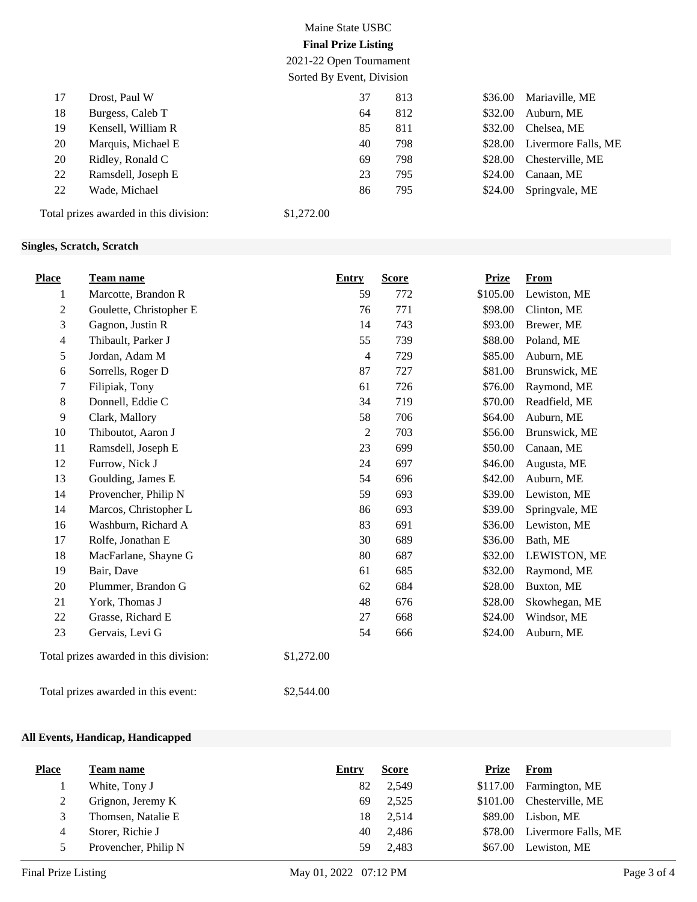Maine State USBC

**Final Prize Listing**

2021-22 Open Tournament

Sorted By Event, Division

| Place | Team name | Entry | Score | Prize | From |
|---|---|---|---|---|---|
| 17 | Drost, Paul W | 37 | 813 | $36.00 | Mariaville, ME |
| 18 | Burgess, Caleb T | 64 | 812 | $32.00 | Auburn, ME |
| 19 | Kensell, William R | 85 | 811 | $32.00 | Chelsea, ME |
| 20 | Marquis, Michael E | 40 | 798 | $28.00 | Livermore Falls, ME |
| 20 | Ridley, Ronald C | 69 | 798 | $28.00 | Chesterville, ME |
| 22 | Ramsdell, Joseph E | 23 | 795 | $24.00 | Canaan, ME |
| 22 | Wade, Michael | 86 | 795 | $24.00 | Springvale, ME |

Total prizes awarded in this division: $1,272.00

**Singles, Scratch, Scratch**

| Place | Team name | Entry | Score | Prize | From |
|---|---|---|---|---|---|
| 1 | Marcotte, Brandon R | 59 | 772 | $105.00 | Lewiston, ME |
| 2 | Goulette, Christopher E | 76 | 771 | $98.00 | Clinton, ME |
| 3 | Gagnon, Justin R | 14 | 743 | $93.00 | Brewer, ME |
| 4 | Thibault, Parker J | 55 | 739 | $88.00 | Poland, ME |
| 5 | Jordan, Adam M | 4 | 729 | $85.00 | Auburn, ME |
| 6 | Sorrells, Roger D | 87 | 727 | $81.00 | Brunswick, ME |
| 7 | Filipiak, Tony | 61 | 726 | $76.00 | Raymond, ME |
| 8 | Donnell, Eddie C | 34 | 719 | $70.00 | Readfield, ME |
| 9 | Clark, Mallory | 58 | 706 | $64.00 | Auburn, ME |
| 10 | Thiboutot, Aaron J | 2 | 703 | $56.00 | Brunswick, ME |
| 11 | Ramsdell, Joseph E | 23 | 699 | $50.00 | Canaan, ME |
| 12 | Furrow, Nick J | 24 | 697 | $46.00 | Augusta, ME |
| 13 | Goulding, James E | 54 | 696 | $42.00 | Auburn, ME |
| 14 | Provencher, Philip N | 59 | 693 | $39.00 | Lewiston, ME |
| 14 | Marcos, Christopher L | 86 | 693 | $39.00 | Springvale, ME |
| 16 | Washburn, Richard A | 83 | 691 | $36.00 | Lewiston, ME |
| 17 | Rolfe, Jonathan E | 30 | 689 | $36.00 | Bath, ME |
| 18 | MacFarlane, Shayne G | 80 | 687 | $32.00 | LEWISTON, ME |
| 19 | Bair, Dave | 61 | 685 | $32.00 | Raymond, ME |
| 20 | Plummer, Brandon G | 62 | 684 | $28.00 | Buxton, ME |
| 21 | York, Thomas J | 48 | 676 | $28.00 | Skowhegan, ME |
| 22 | Grasse, Richard E | 27 | 668 | $24.00 | Windsor, ME |
| 23 | Gervais, Levi G | 54 | 666 | $24.00 | Auburn, ME |

Total prizes awarded in this division: $1,272.00

Total prizes awarded in this event: $2,544.00

**All Events, Handicap, Handicapped**

| Place | Team name | Entry | Score | Prize | From |
|---|---|---|---|---|---|
| 1 | White, Tony J | 82 | 2,549 | $117.00 | Farmington, ME |
| 2 | Grignon, Jeremy K | 69 | 2,525 | $101.00 | Chesterville, ME |
| 3 | Thomsen, Natalie E | 18 | 2,514 | $89.00 | Lisbon, ME |
| 4 | Storer, Richie J | 40 | 2,486 | $78.00 | Livermore Falls, ME |
| 5 | Provencher, Philip N | 59 | 2,483 | $67.00 | Lewiston, ME |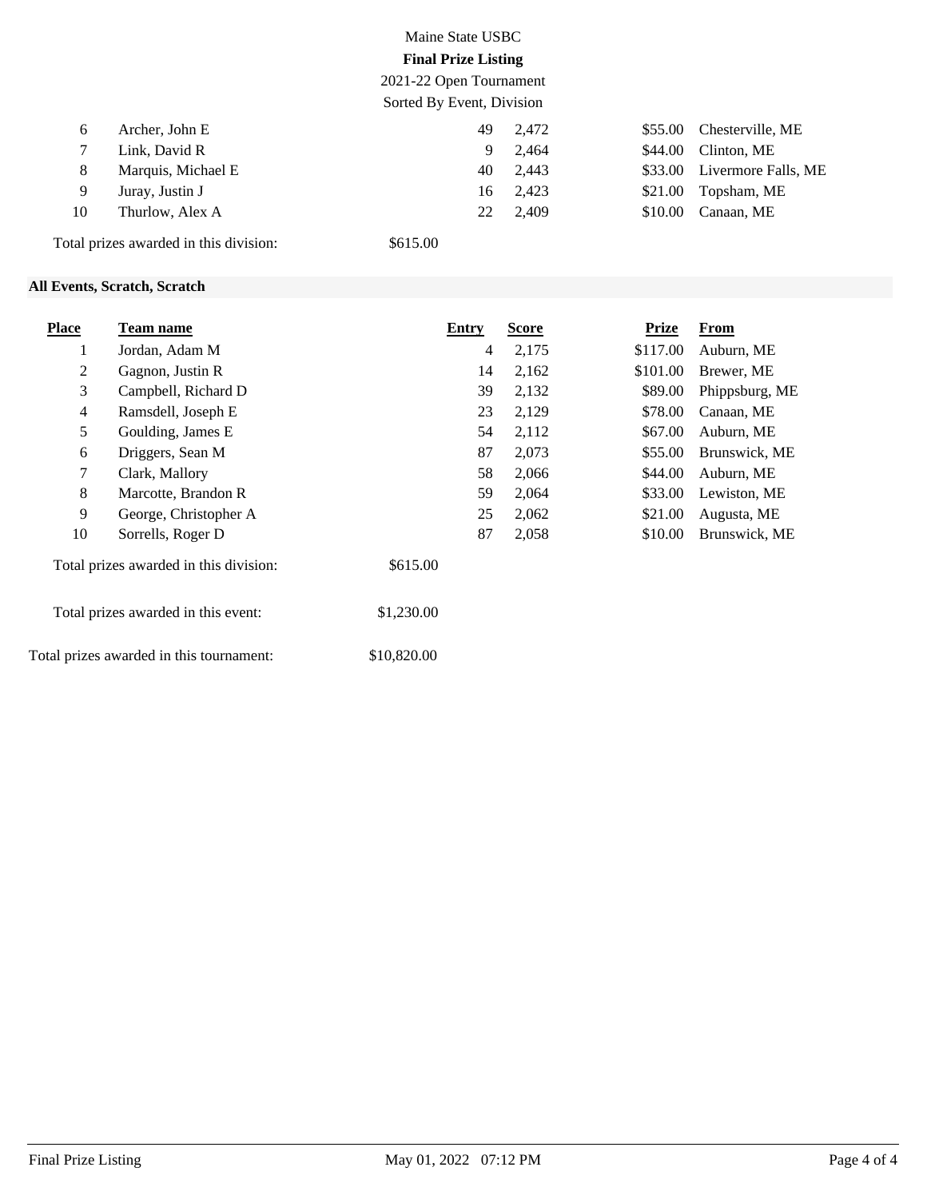Maine State USBC

**Final Prize Listing**

2021-22 Open Tournament

Sorted By Event, Division

| | | | | | |
|---|---|---|---|---|---|
| 6 | Archer, John E | 49 | 2,472 | $55.00 | Chesterville, ME |
| 7 | Link, David R | 9 | 2,464 | $44.00 | Clinton, ME |
| 8 | Marquis, Michael E | 40 | 2,443 | $33.00 | Livermore Falls, ME |
| 9 | Juray, Justin J | 16 | 2,423 | $21.00 | Topsham, ME |
| 10 | Thurlow, Alex A | 22 | 2,409 | $10.00 | Canaan, ME |

Total prizes awarded in this division: $615.00

**All Events, Scratch, Scratch**

| Place | Team name | Entry | Score | Prize | From |
|---|---|---|---|---|---|
| 1 | Jordan, Adam M | 4 | 2,175 | $117.00 | Auburn, ME |
| 2 | Gagnon, Justin R | 14 | 2,162 | $101.00 | Brewer, ME |
| 3 | Campbell, Richard D | 39 | 2,132 | $89.00 | Phippsburg, ME |
| 4 | Ramsdell, Joseph E | 23 | 2,129 | $78.00 | Canaan, ME |
| 5 | Goulding, James E | 54 | 2,112 | $67.00 | Auburn, ME |
| 6 | Driggers, Sean M | 87 | 2,073 | $55.00 | Brunswick, ME |
| 7 | Clark, Mallory | 58 | 2,066 | $44.00 | Auburn, ME |
| 8 | Marcotte, Brandon R | 59 | 2,064 | $33.00 | Lewiston, ME |
| 9 | George, Christopher A | 25 | 2,062 | $21.00 | Augusta, ME |
| 10 | Sorrells, Roger D | 87 | 2,058 | $10.00 | Brunswick, ME |

Total prizes awarded in this division: $615.00

Total prizes awarded in this event: $1,230.00

Total prizes awarded in this tournament: $10,820.00